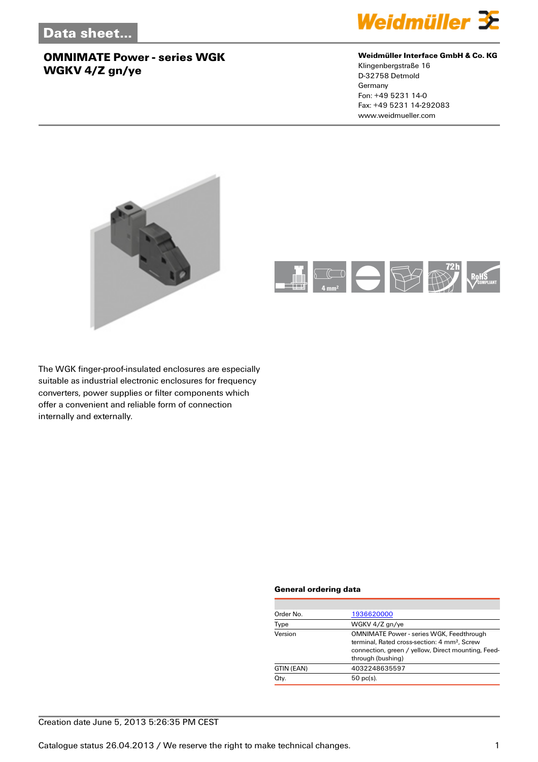Data sheet...

# OMNIMATE Power - series WGK
# WGKV 4/Z gn/ye

**Weidmüller Interface GmbH & Co. KG**
Klingenbergstraße 16
D-32758 Detmold
Germany
Fon: +49 5231 14-0
Fax: +49 5231 14-292083
www.weidmueller.com

The WGK finger-proof-insulated enclosures are especially suitable as industrial electronic enclosures for frequency converters, power supplies or filter components which offer a convenient and reliable form of connection internally and externally.

### General ordering data

| | |
|---|---|
| Order No. | 1936620000 |
| Type | WGKV 4/Z gn/ye |
| Version | OMNIMATE Power - series WGK, Feedthrough terminal, Rated cross-section: 4 mm², Screw connection, green / yellow, Direct mounting, Feed-through (bushing) |
| GTIN (EAN) | 4032248635597 |
| Qty. | 50 pc(s). |

Creation date June 5, 2013 5:26:35 PM CEST

Catalogue status 26.04.2013 / We reserve the right to make technical changes.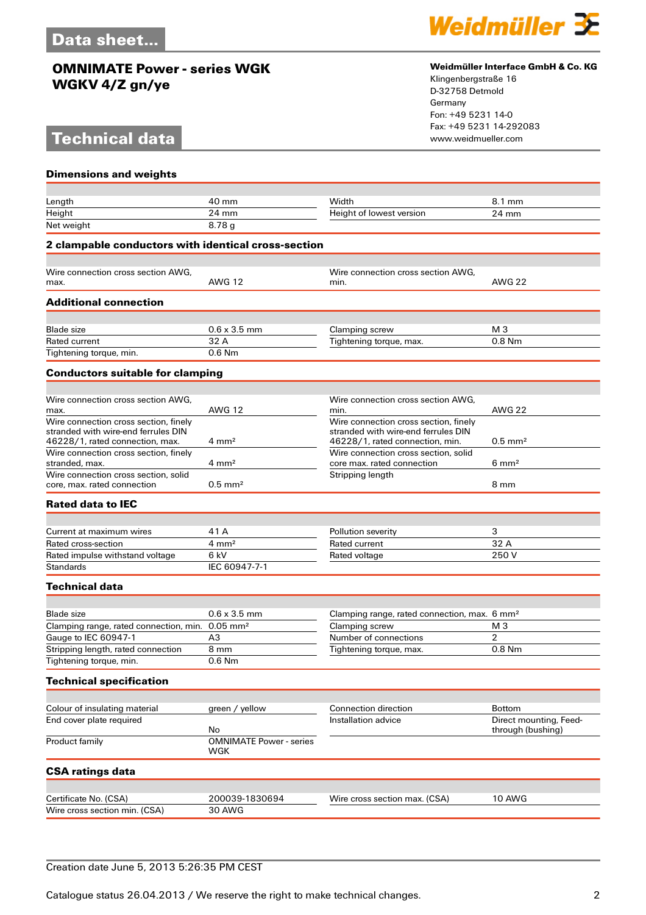# OMNIMATE Power - series WGK
## WGKV 4/Z gn/ye

**Weidmüller Interface GmbH & Co. KG**
Klingenbergstraße 16
D-32758 Detmold
Germany
Fon: +49 5231 14-0
Fax: +49 5231 14-292083
www.weidmueller.com

## Technical data

### Dimensions and weights

| | | | |
|---|---|---|---|
| Length | 40 mm | Width | 8.1 mm |
| Height | 24 mm | Height of lowest version | 24 mm |
| Net weight | 8.78 g | | |

### 2 clampable conductors with identical cross-section

| | | | |
|---|---|---|---|
| Wire connection cross section AWG, max. | AWG 12 | Wire connection cross section AWG, min. | AWG 22 |

### Additional connection

| | | | |
|---|---|---|---|
| Blade size | 0.6 x 3.5 mm | Clamping screw | M 3 |
| Rated current | 32 A | Tightening torque, max. | 0.8 Nm |
| Tightening torque, min. | 0.6 Nm | | |

### Conductors suitable for clamping

| | | | |
|---|---|---|---|
| Wire connection cross section AWG, max. | AWG 12 | Wire connection cross section AWG, min. | AWG 22 |
| Wire connection cross section, finely stranded with wire-end ferrules DIN 46228/1, rated connection, max. | 4 mm² | Wire connection cross section, finely stranded with wire-end ferrules DIN 46228/1, rated connection, min. | 0.5 mm² |
| Wire connection cross section, finely stranded, max. | 4 mm² | Wire connection cross section, solid core max. rated connection | 6 mm² |
| Wire connection cross section, solid core, max. rated connection | 0.5 mm² | Stripping length | 8 mm |

### Rated data to IEC

| | | | |
|---|---|---|---|
| Current at maximum wires | 41 A | Pollution severity | 3 |
| Rated cross-section | 4 mm² | Rated current | 32 A |
| Rated impulse withstand voltage | 6 kV | Rated voltage | 250 V |
| Standards | IEC 60947-7-1 | | |

### Technical data

| | | | |
|---|---|---|---|
| Blade size | 0.6 x 3.5 mm | Clamping range, rated connection, max. | 6 mm² |
| Clamping range, rated connection, min. | 0.05 mm² | Clamping screw | M 3 |
| Gauge to IEC 60947-1 | A3 | Number of connections | 2 |
| Stripping length, rated connection | 8 mm | Tightening torque, max. | 0.8 Nm |
| Tightening torque, min. | 0.6 Nm | | |

### Technical specification

| | | | |
|---|---|---|---|
| Colour of insulating material | green / yellow | Connection direction | Bottom |
| End cover plate required | No | Installation advice | Direct mounting, Feed-through (bushing) |
| Product family | OMNIMATE Power - series WGK | | |

### CSA ratings data

| | | | |
|---|---|---|---|
| Certificate No. (CSA) | 200039-1830694 | Wire cross section max. (CSA) | 10 AWG |
| Wire cross section min. (CSA) | 30 AWG | | |

Creation date June 5, 2013 5:26:35 PM CEST

Catalogue status 26.04.2013 / We reserve the right to make technical changes.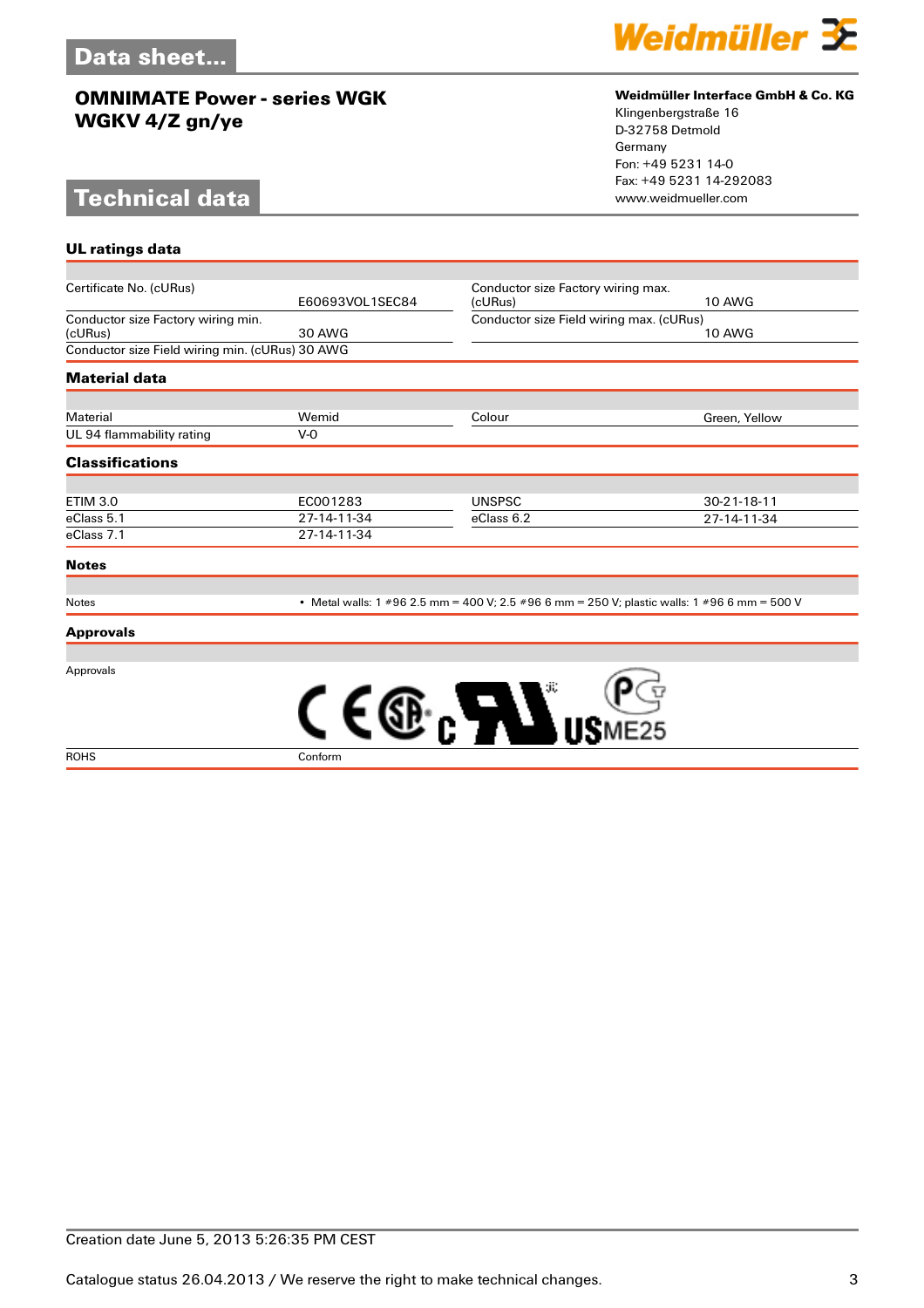# OMNIMATE Power - series WGK
# WGKV 4/Z gn/ye

**Weidmüller Interface GmbH & Co. KG**
Klingenbergstraße 16
D-32758 Detmold
Germany
Fon: +49 5231 14-0
Fax: +49 5231 14-292083
www.weidmueller.com

## Technical data

### UL ratings data

| | | | |
|---|---|---|---|
| Certificate No. (cURus) | E60693VOL1SEC84 | Conductor size Factory wiring max. (cURus) | 10 AWG |
| Conductor size Factory wiring min. (cURus) | 30 AWG | Conductor size Field wiring max. (cURus) | 10 AWG |
| Conductor size Field wiring min. (cURus) | 30 AWG | | |

### Material data

| | | | |
|---|---|---|---|
| Material | Wemid | Colour | Green, Yellow |
| UL 94 flammability rating | V-0 | | |

### Classifications

| | | | |
|---|---|---|---|
| ETIM 3.0 | EC001283 | UNSPSC | 30-21-18-11 |
| eClass 5.1 | 27-14-11-34 | eClass 6.2 | 27-14-11-34 |
| eClass 7.1 | 27-14-11-34 | | |

### Notes

| | |
|---|---|
| Notes | • Metal walls: 1 #96 2.5 mm = 400 V; 2.5 #96 6 mm = 250 V; plastic walls: 1 #96 6 mm = 500 V |

### Approvals

| | |
|---|---|
| Approvals | CE, CSA, cURus, PCT ME25 |
| ROHS | Conform |

Creation date June 5, 2013 5:26:35 PM CEST

Catalogue status 26.04.2013 / We reserve the right to make technical changes.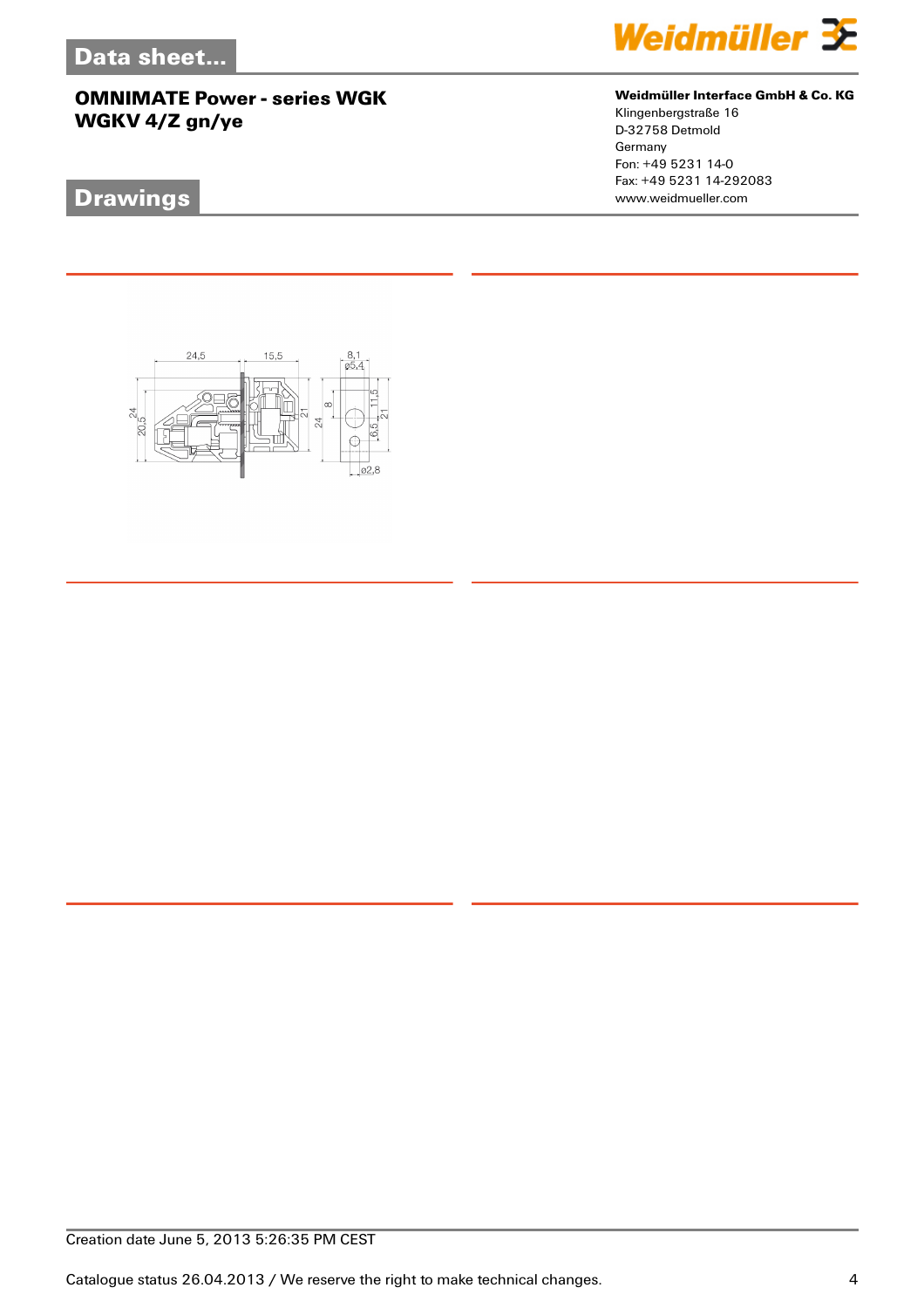# Data sheet...

## OMNIMATE Power - series WGK
## WGKV 4/Z gn/ye

**Weidmüller Interface GmbH & Co. KG**
Klingenbergstraße 16
D-32758 Detmold
Germany
Fon: +49 5231 14-0
Fax: +49 5231 14-292083
www.weidmueller.com

## Drawings

24,5
15,5
8,1
ø5,4
24
20,5
21
8
24
11,5
21
6,5
ø2,8

Creation date June 5, 2013 5:26:35 PM CEST

Catalogue status 26.04.2013 / We reserve the right to make technical changes.